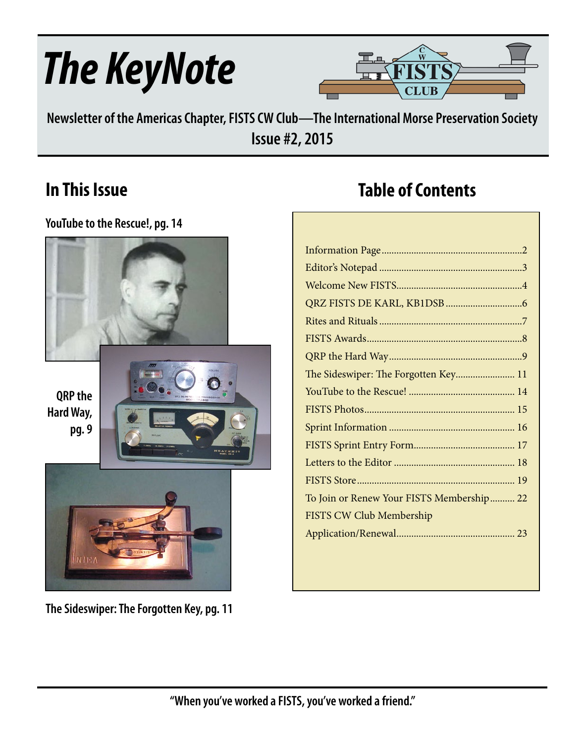# The KeyNote

Newsletter of the Americas Chapter, FISTS CW Club—The International Morse Preservation Society

Issue #2, 2015

## In This Issue

**YouTube to the Rescue!, pg. 14**

**QRP the Hard Way, pg. 9**

**The Sideswiper: The Forgotten Key, pg. 11**

## Table of Contents

| | |
|---|---|
| Information Page | 2 |
| Editor's Notepad | 3 |
| Welcome New FISTS | 4 |
| QRZ FISTS DE KARL, KB1DSB | 6 |
| Rites and Rituals | 7 |
| FISTS Awards | 8 |
| QRP the Hard Way | 9 |
| The Sideswiper: The Forgotten Key | 11 |
| YouTube to the Rescue! | 14 |
| FISTS Photos | 15 |
| Sprint Information | 16 |
| FISTS Sprint Entry Form | 17 |
| Letters to the Editor | 18 |
| FISTS Store | 19 |
| To Join or Renew Your FISTS Membership | 22 |
| FISTS CW Club Membership Application/Renewal | 23 |

"When you've worked a FISTS, you've worked a friend."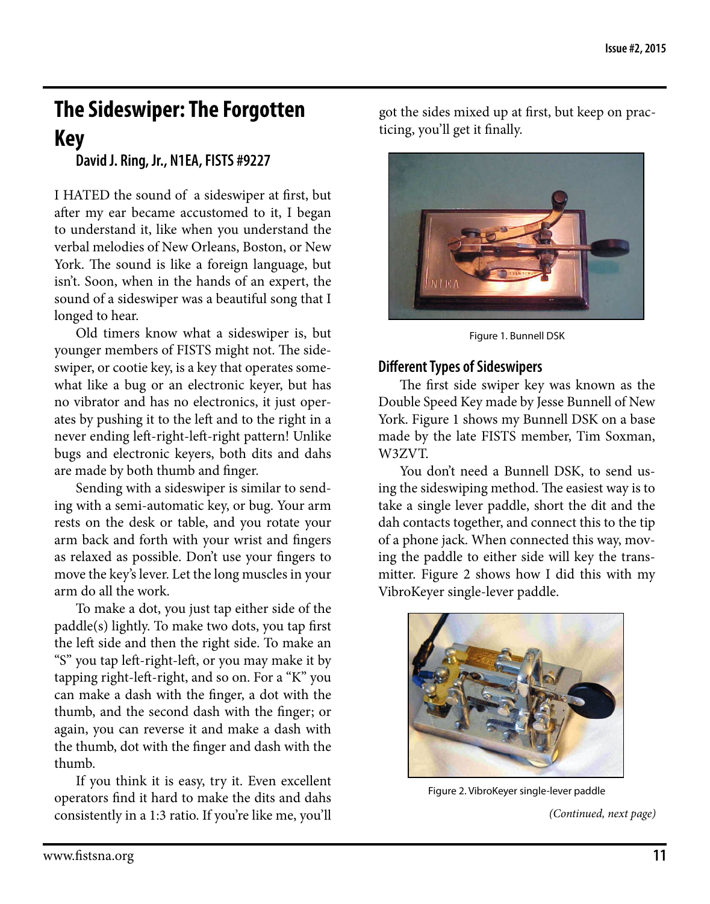## The Sideswiper: The Forgotten Key

**David J. Ring, Jr., N1EA, FISTS #9227**

I HATED the sound of a sideswiper at first, but after my ear became accustomed to it, I began to understand it, like when you understand the verbal melodies of New Orleans, Boston, or New York. The sound is like a foreign language, but isn't. Soon, when in the hands of an expert, the sound of a sideswiper was a beautiful song that I longed to hear.

Old timers know what a sideswiper is, but younger members of FISTS might not. The sideswiper, or cootie key, is a key that operates somewhat like a bug or an electronic keyer, but has no vibrator and has no electronics, it just operates by pushing it to the left and to the right in a never ending left-right-left-right pattern! Unlike bugs and electronic keyers, both dits and dahs are made by both thumb and finger.

Sending with a sideswiper is similar to sending with a semi-automatic key, or bug. Your arm rests on the desk or table, and you rotate your arm back and forth with your wrist and fingers as relaxed as possible. Don't use your fingers to move the key's lever. Let the long muscles in your arm do all the work.

To make a dot, you just tap either side of the paddle(s) lightly. To make two dots, you tap first the left side and then the right side. To make an "S" you tap left-right-left, or you may make it by tapping right-left-right, and so on. For a "K" you can make a dash with the finger, a dot with the thumb, and the second dash with the finger; or again, you can reverse it and make a dash with the thumb, dot with the finger and dash with the thumb.

If you think it is easy, try it. Even excellent operators find it hard to make the dits and dahs consistently in a 1:3 ratio. If you're like me, you'll got the sides mixed up at first, but keep on practicing, you'll get it finally.

Figure 1. Bunnell DSK

### Different Types of Sideswipers

The first side swiper key was known as the Double Speed Key made by Jesse Bunnell of New York. Figure 1 shows my Bunnell DSK on a base made by the late FISTS member, Tim Soxman, W3ZVT.

You don't need a Bunnell DSK, to send using the sideswiping method. The easiest way is to take a single lever paddle, short the dit and the dah contacts together, and connect this to the tip of a phone jack. When connected this way, moving the paddle to either side will key the transmitter. Figure 2 shows how I did this with my VibroKeyer single-lever paddle.

Figure 2. VibroKeyer single-lever paddle

*(Continued, next page)*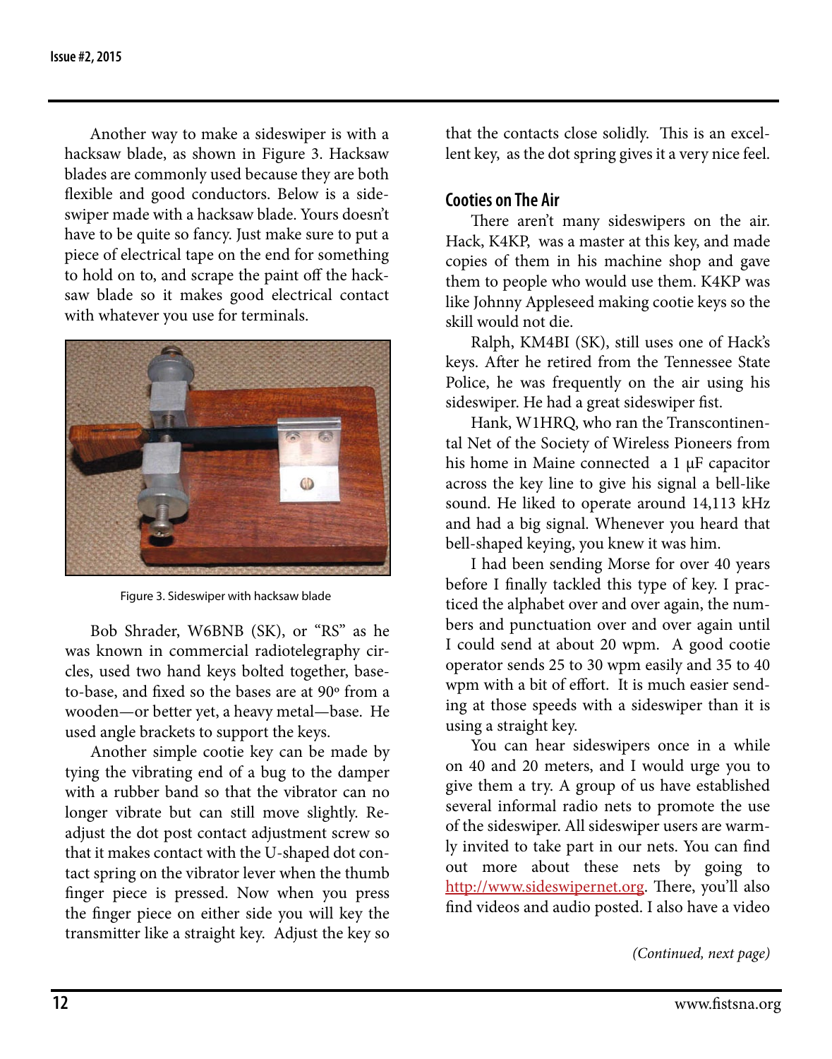Another way to make a sideswiper is with a hacksaw blade, as shown in Figure 3. Hacksaw blades are commonly used because they are both flexible and good conductors. Below is a sideswiper made with a hacksaw blade. Yours doesn't have to be quite so fancy. Just make sure to put a piece of electrical tape on the end for something to hold on to, and scrape the paint off the hacksaw blade so it makes good electrical contact with whatever you use for terminals.

Figure 3. Sideswiper with hacksaw blade

Bob Shrader, W6BNB (SK), or "RS" as he was known in commercial radiotelegraphy circles, used two hand keys bolted together, base-to-base, and fixed so the bases are at 90º from a wooden—or better yet, a heavy metal—base. He used angle brackets to support the keys.

Another simple cootie key can be made by tying the vibrating end of a bug to the damper with a rubber band so that the vibrator can no longer vibrate but can still move slightly. Readjust the dot post contact adjustment screw so that it makes contact with the U-shaped dot contact spring on the vibrator lever when the thumb finger piece is pressed. Now when you press the finger piece on either side you will key the transmitter like a straight key. Adjust the key so that the contacts close solidly. This is an excellent key, as the dot spring gives it a very nice feel.

## Cooties on The Air

There aren't many sideswipers on the air. Hack, K4KP, was a master at this key, and made copies of them in his machine shop and gave them to people who would use them. K4KP was like Johnny Appleseed making cootie keys so the skill would not die.

Ralph, KM4BI (SK), still uses one of Hack's keys. After he retired from the Tennessee State Police, he was frequently on the air using his sideswiper. He had a great sideswiper fist.

Hank, W1HRQ, who ran the Transcontinental Net of the Society of Wireless Pioneers from his home in Maine connected a 1 μF capacitor across the key line to give his signal a bell-like sound. He liked to operate around 14,113 kHz and had a big signal. Whenever you heard that bell-shaped keying, you knew it was him.

I had been sending Morse for over 40 years before I finally tackled this type of key. I practiced the alphabet over and over again, the numbers and punctuation over and over again until I could send at about 20 wpm. A good cootie operator sends 25 to 30 wpm easily and 35 to 40 wpm with a bit of effort. It is much easier sending at those speeds with a sideswiper than it is using a straight key.

You can hear sideswipers once in a while on 40 and 20 meters, and I would urge you to give them a try. A group of us have established several informal radio nets to promote the use of the sideswiper. All sideswiper users are warmly invited to take part in our nets. You can find out more about these nets by going to http://www.sideswipernet.org. There, you'll also find videos and audio posted. I also have a video

*(Continued, next page)*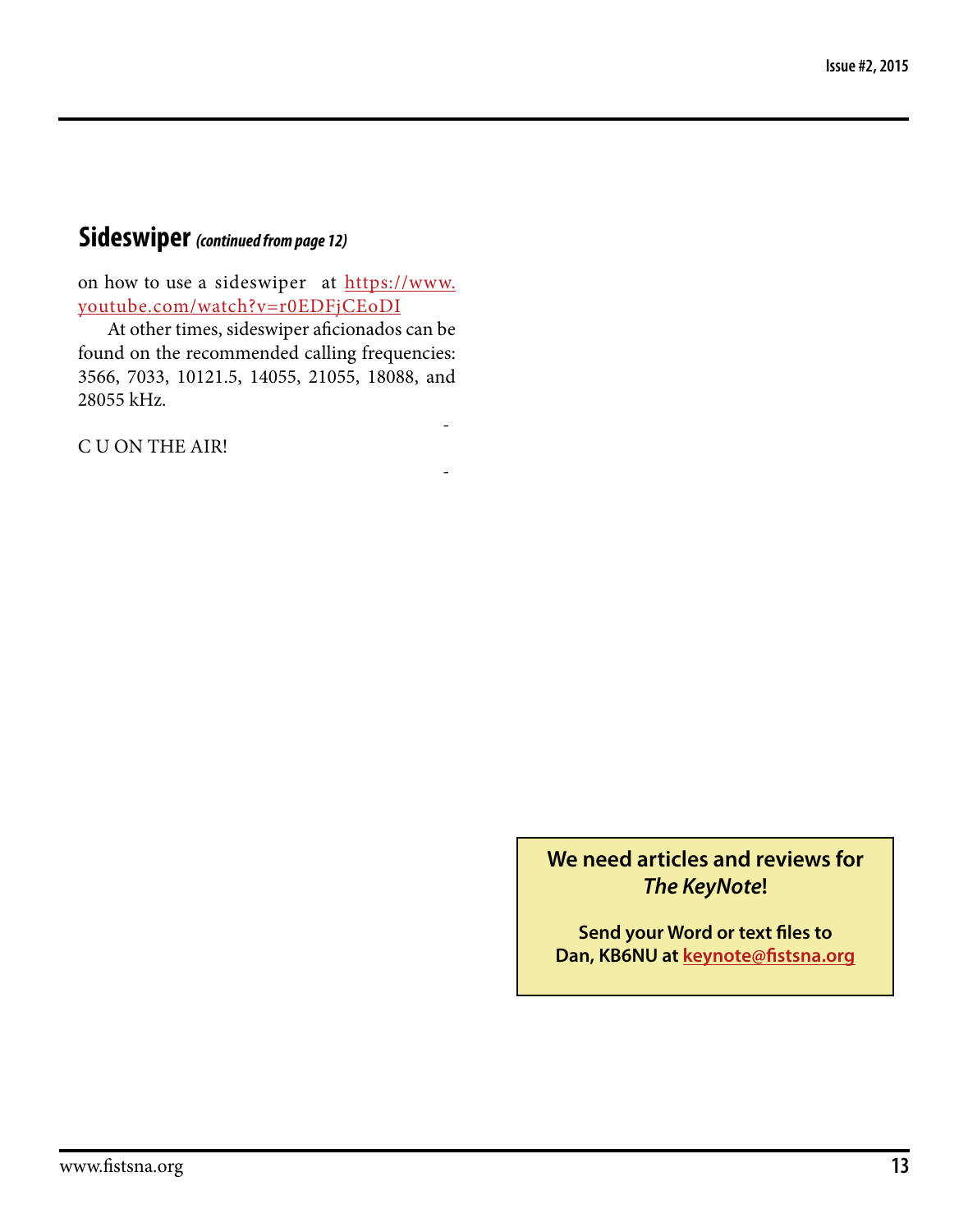## Sideswiper *(continued from page 12)*

on how to use a sideswiper at https://www.youtube.com/watch?v=r0EDFjCEoDI

At other times, sideswiper aficionados can be found on the recommended calling frequencies: 3566, 7033, 10121.5, 14055, 21055, 18088, and 28055 kHz.

C U ON THE AIR!

**We need articles and reviews for *The KeyNote*!**

**Send your Word or text files to Dan, KB6NU at keynote@fistsna.org**